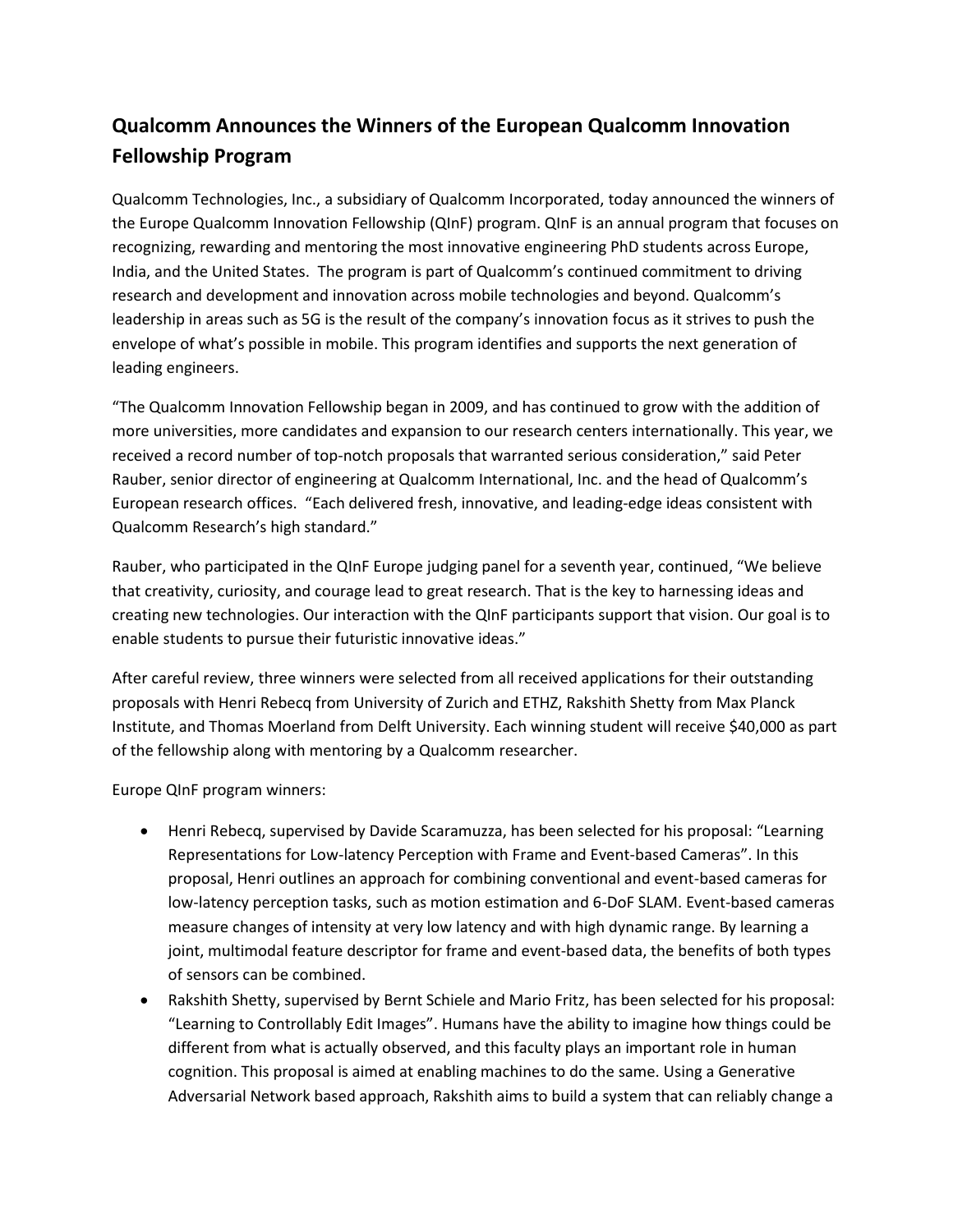# Qualcomm Announces the Winners of the European Qualcomm Innovation Fellowship Program

Qualcomm Technologies, Inc., a subsidiary of Qualcomm Incorporated, today announced the winners of the Europe Qualcomm Innovation Fellowship (QInF) program. QInF is an annual program that focuses on recognizing, rewarding and mentoring the most innovative engineering PhD students across Europe, India, and the United States. The program is part of Qualcomm's continued commitment to driving research and development and innovation across mobile technologies and beyond. Qualcomm's leadership in areas such as 5G is the result of the company's innovation focus as it strives to push the envelope of what's possible in mobile. This program identifies and supports the next generation of leading engineers.

"The Qualcomm Innovation Fellowship began in 2009, and has continued to grow with the addition of more universities, more candidates and expansion to our research centers internationally. This year, we received a record number of top-notch proposals that warranted serious consideration," said Peter Rauber, senior director of engineering at Qualcomm International, Inc. and the head of Qualcomm's European research offices. "Each delivered fresh, innovative, and leading-edge ideas consistent with Qualcomm Research's high standard."

Rauber, who participated in the QInF Europe judging panel for a seventh year, continued, "We believe that creativity, curiosity, and courage lead to great research. That is the key to harnessing ideas and creating new technologies. Our interaction with the QInF participants support that vision. Our goal is to enable students to pursue their futuristic innovative ideas."

After careful review, three winners were selected from all received applications for their outstanding proposals with Henri Rebecq from University of Zurich and ETHZ, Rakshith Shetty from Max Planck Institute, and Thomas Moerland from Delft University. Each winning student will receive $40,000 as part of the fellowship along with mentoring by a Qualcomm researcher.

Europe QInF program winners:

- Henri Rebecq, supervised by Davide Scaramuzza, has been selected for his proposal: "Learning Representations for Low-latency Perception with Frame and Event-based Cameras". In this proposal, Henri outlines an approach for combining conventional and event-based cameras for low-latency perception tasks, such as motion estimation and 6-DoF SLAM. Event-based cameras measure changes of intensity at very low latency and with high dynamic range. By learning a joint, multimodal feature descriptor for frame and event-based data, the benefits of both types of sensors can be combined.
- Rakshith Shetty, supervised by Bernt Schiele and Mario Fritz, has been selected for his proposal: "Learning to Controllably Edit Images". Humans have the ability to imagine how things could be different from what is actually observed, and this faculty plays an important role in human cognition. This proposal is aimed at enabling machines to do the same. Using a Generative Adversarial Network based approach, Rakshith aims to build a system that can reliably change a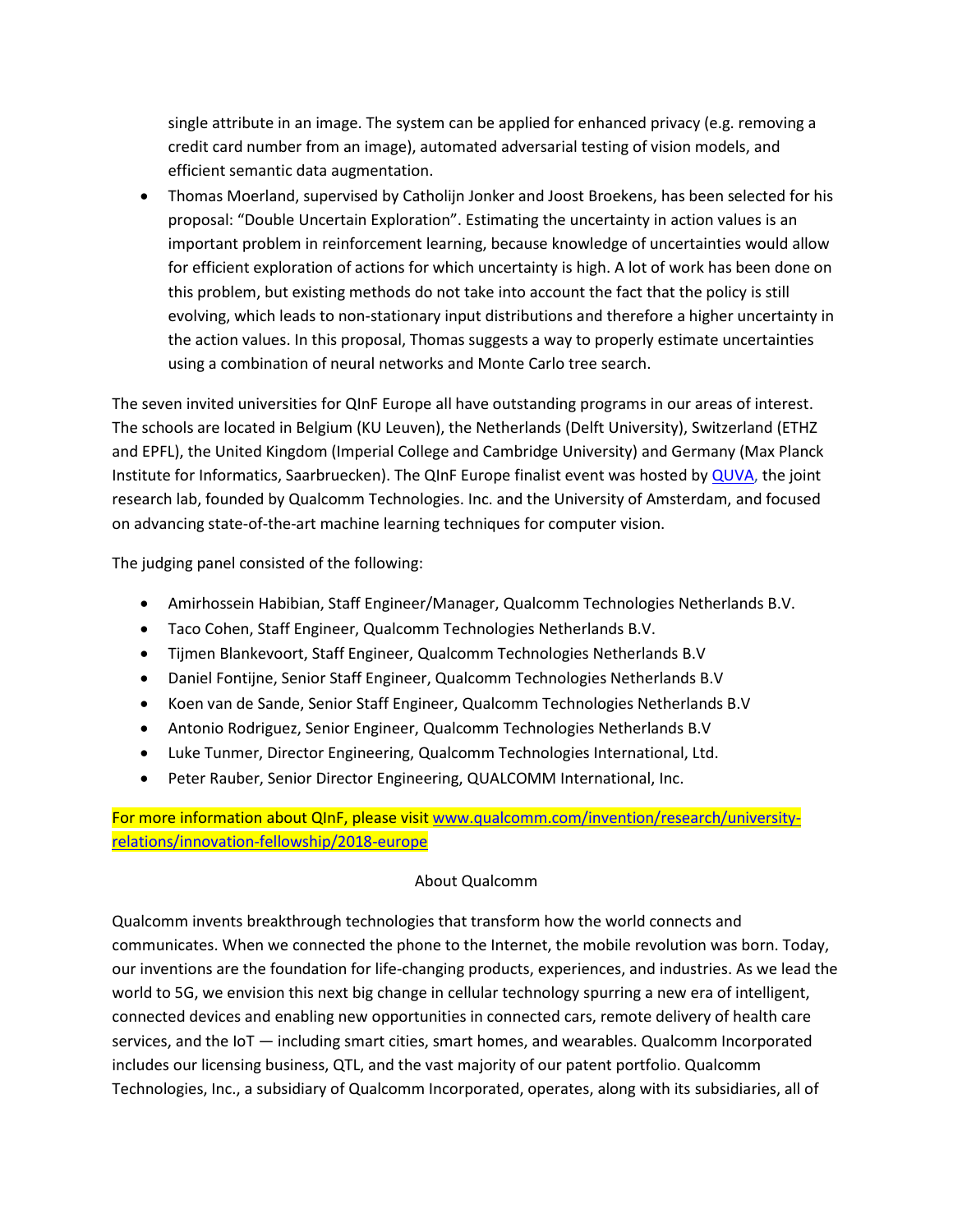single attribute in an image. The system can be applied for enhanced privacy (e.g. removing a credit card number from an image), automated adversarial testing of vision models, and efficient semantic data augmentation.

- Thomas Moerland, supervised by Catholijn Jonker and Joost Broekens, has been selected for his proposal: "Double Uncertain Exploration". Estimating the uncertainty in action values is an important problem in reinforcement learning, because knowledge of uncertainties would allow for efficient exploration of actions for which uncertainty is high. A lot of work has been done on this problem, but existing methods do not take into account the fact that the policy is still evolving, which leads to non-stationary input distributions and therefore a higher uncertainty in the action values. In this proposal, Thomas suggests a way to properly estimate uncertainties using a combination of neural networks and Monte Carlo tree search.

The seven invited universities for QInF Europe all have outstanding programs in our areas of interest. The schools are located in Belgium (KU Leuven), the Netherlands (Delft University), Switzerland (ETHZ and EPFL), the United Kingdom (Imperial College and Cambridge University) and Germany (Max Planck Institute for Informatics, Saarbruecken). The QInF Europe finalist event was hosted by [QUVA](), the joint research lab, founded by Qualcomm Technologies. Inc. and the University of Amsterdam, and focused on advancing state-of-the-art machine learning techniques for computer vision.

The judging panel consisted of the following:

- Amirhossein Habibian, Staff Engineer/Manager, Qualcomm Technologies Netherlands B.V.
- Taco Cohen, Staff Engineer, Qualcomm Technologies Netherlands B.V.
- Tijmen Blankevoort, Staff Engineer, Qualcomm Technologies Netherlands B.V
- Daniel Fontijne, Senior Staff Engineer, Qualcomm Technologies Netherlands B.V
- Koen van de Sande, Senior Staff Engineer, Qualcomm Technologies Netherlands B.V
- Antonio Rodriguez, Senior Engineer, Qualcomm Technologies Netherlands B.V
- Luke Tunmer, Director Engineering, Qualcomm Technologies International, Ltd.
- Peter Rauber, Senior Director Engineering, QUALCOMM International, Inc.

For more information about QInF, please visit [www.qualcomm.com/invention/research/university-relations/innovation-fellowship/2018-europe](www.qualcomm.com/invention/research/university-relations/innovation-fellowship/2018-europe)

## About Qualcomm

Qualcomm invents breakthrough technologies that transform how the world connects and communicates. When we connected the phone to the Internet, the mobile revolution was born. Today, our inventions are the foundation for life-changing products, experiences, and industries. As we lead the world to 5G, we envision this next big change in cellular technology spurring a new era of intelligent, connected devices and enabling new opportunities in connected cars, remote delivery of health care services, and the IoT — including smart cities, smart homes, and wearables. Qualcomm Incorporated includes our licensing business, QTL, and the vast majority of our patent portfolio. Qualcomm Technologies, Inc., a subsidiary of Qualcomm Incorporated, operates, along with its subsidiaries, all of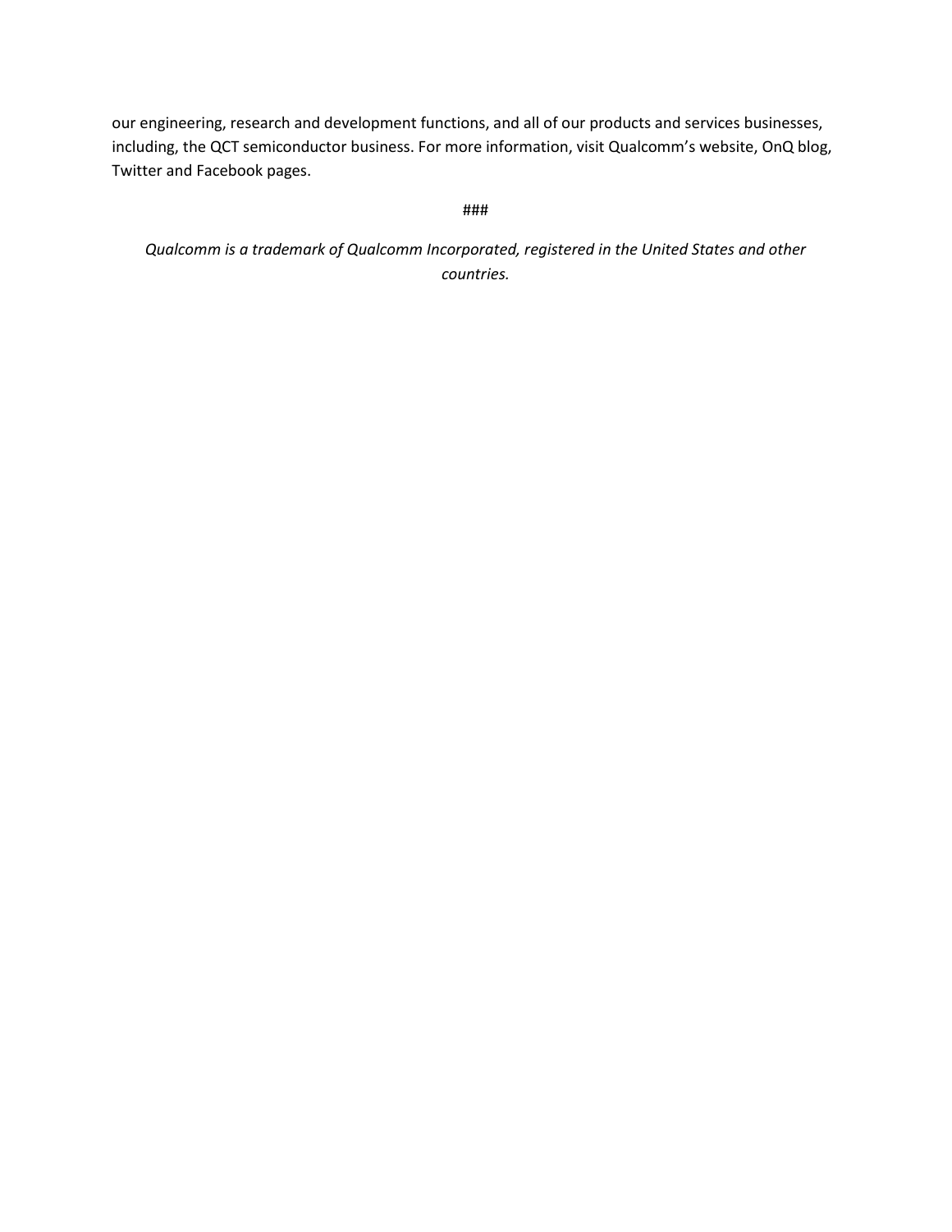our engineering, research and development functions, and all of our products and services businesses, including, the QCT semiconductor business. For more information, visit Qualcomm's website, OnQ blog, Twitter and Facebook pages.

###

*Qualcomm is a trademark of Qualcomm Incorporated, registered in the United States and other countries.*